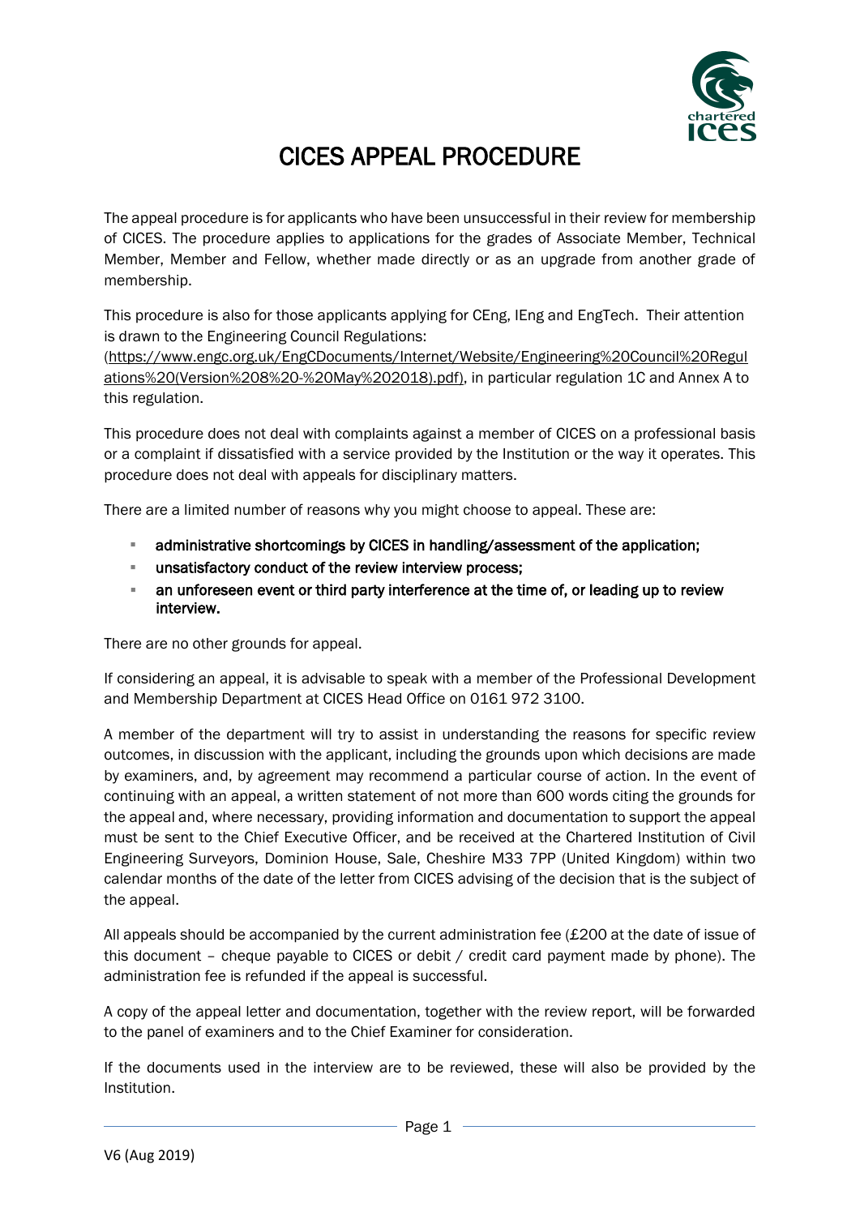# CICES APPEAL PROCEDURE

The appeal procedure is for applicants who have been unsuccessful in their review for membership of CICES. The procedure applies to applications for the grades of Associate Member, Technical Member, Member and Fellow, whether made directly or as an upgrade from another grade of membership.

This procedure is also for those applicants applying for CEng, IEng and EngTech. Their attention is drawn to the Engineering Council Regulations: (https://www.engc.org.uk/EngCDocuments/Internet/Website/Engineering%20Council%20Regulations%20(Version%208%20-%20May%202018).pdf), in particular regulation 1C and Annex A to this regulation.

This procedure does not deal with complaints against a member of CICES on a professional basis or a complaint if dissatisfied with a service provided by the Institution or the way it operates. This procedure does not deal with appeals for disciplinary matters.

There are a limited number of reasons why you might choose to appeal. These are:

- **administrative shortcomings by CICES in handling/assessment of the application;**
- **unsatisfactory conduct of the review interview process;**
- **an unforeseen event or third party interference at the time of, or leading up to review interview.**

There are no other grounds for appeal.

If considering an appeal, it is advisable to speak with a member of the Professional Development and Membership Department at CICES Head Office on 0161 972 3100.

A member of the department will try to assist in understanding the reasons for specific review outcomes, in discussion with the applicant, including the grounds upon which decisions are made by examiners, and, by agreement may recommend a particular course of action. In the event of continuing with an appeal, a written statement of not more than 600 words citing the grounds for the appeal and, where necessary, providing information and documentation to support the appeal must be sent to the Chief Executive Officer, and be received at the Chartered Institution of Civil Engineering Surveyors, Dominion House, Sale, Cheshire M33 7PP (United Kingdom) within two calendar months of the date of the letter from CICES advising of the decision that is the subject of the appeal.

All appeals should be accompanied by the current administration fee (£200 at the date of issue of this document – cheque payable to CICES or debit / credit card payment made by phone). The administration fee is refunded if the appeal is successful.

A copy of the appeal letter and documentation, together with the review report, will be forwarded to the panel of examiners and to the Chief Examiner for consideration.

If the documents used in the interview are to be reviewed, these will also be provided by the Institution.

V6 (Aug 2019)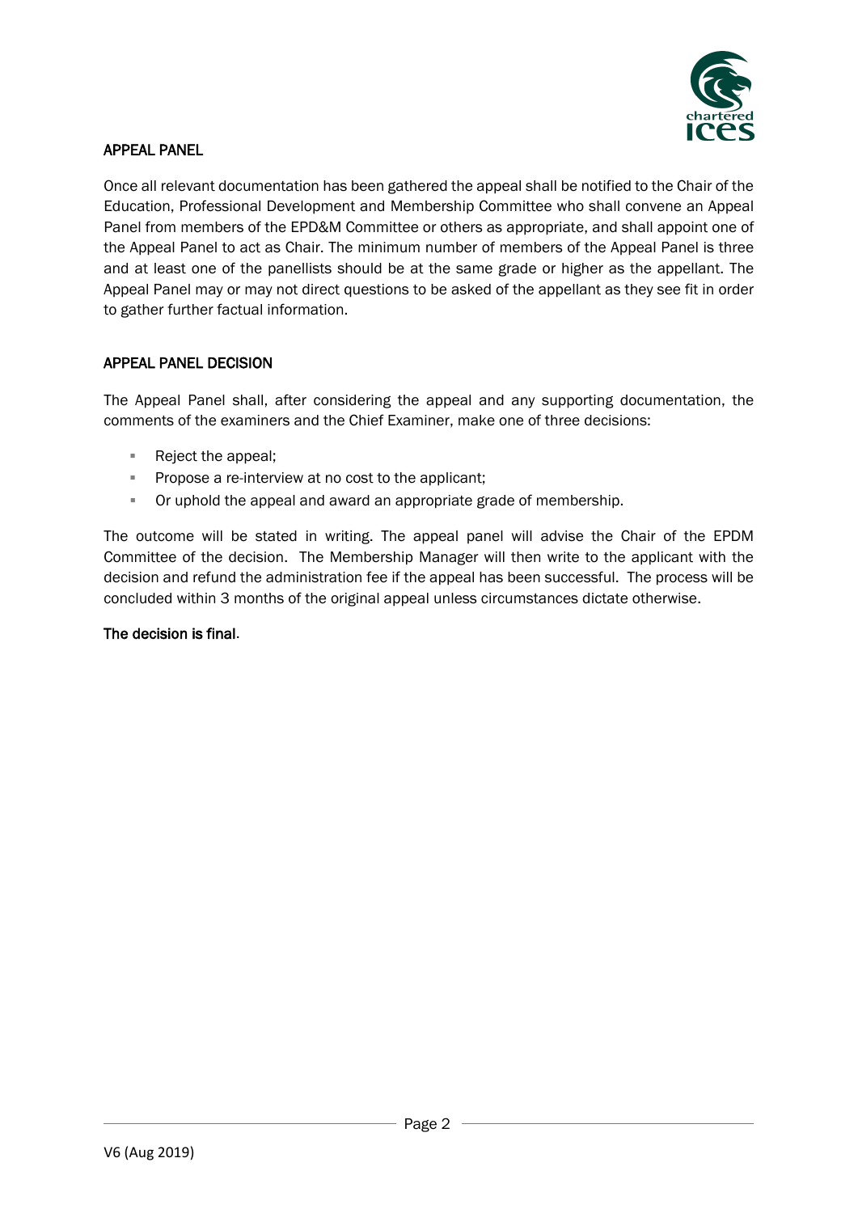## APPEAL PANEL

Once all relevant documentation has been gathered the appeal shall be notified to the Chair of the Education, Professional Development and Membership Committee who shall convene an Appeal Panel from members of the EPD&M Committee or others as appropriate, and shall appoint one of the Appeal Panel to act as Chair. The minimum number of members of the Appeal Panel is three and at least one of the panellists should be at the same grade or higher as the appellant. The Appeal Panel may or may not direct questions to be asked of the appellant as they see fit in order to gather further factual information.

## APPEAL PANEL DECISION

The Appeal Panel shall, after considering the appeal and any supporting documentation, the comments of the examiners and the Chief Examiner, make one of three decisions:

- Reject the appeal;
- Propose a re-interview at no cost to the applicant;
- Or uphold the appeal and award an appropriate grade of membership.

The outcome will be stated in writing. The appeal panel will advise the Chair of the EPDM Committee of the decision. The Membership Manager will then write to the applicant with the decision and refund the administration fee if the appeal has been successful. The process will be concluded within 3 months of the original appeal unless circumstances dictate otherwise.

**The decision is final**.